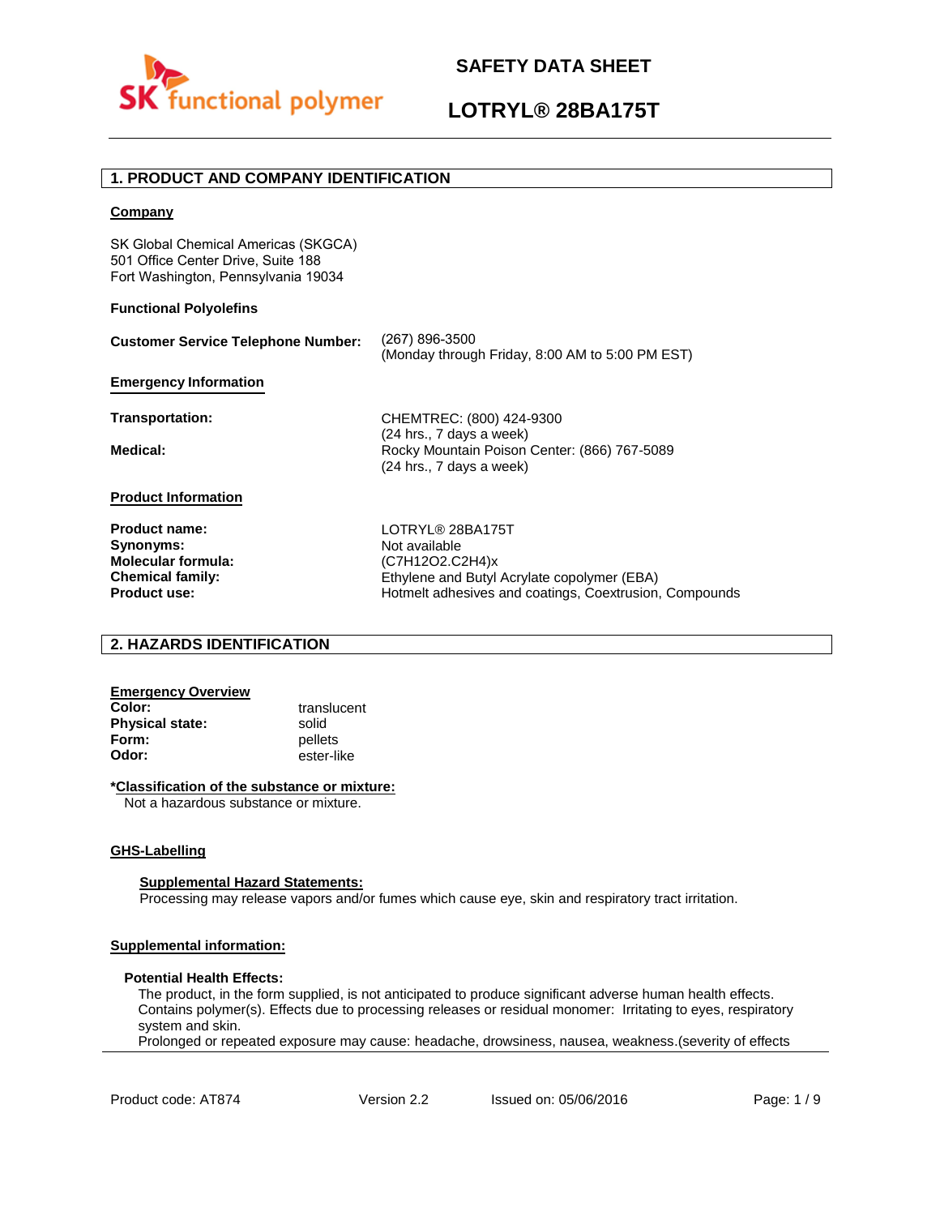# SAFETY DATA SHEET

# LOTRYL® 28BA175T

## 1. PRODUCT AND COMPANY IDENTIFICATION

**Company**

SK Global Chemical Americas (SKGCA)
501 Office Center Drive, Suite 188
Fort Washington, Pennsylvania 19034

**Functional Polyolefins**

**Customer Service Telephone Number:** (267) 896-3500
(Monday through Friday, 8:00 AM to 5:00 PM EST)

**Emergency Information**

**Transportation:** CHEMTREC: (800) 424-9300
(24 hrs., 7 days a week)

**Medical:** Rocky Mountain Poison Center: (866) 767-5089
(24 hrs., 7 days a week)

**Product Information**

**Product name:** LOTRYL® 28BA175T
**Synonyms:** Not available
**Molecular formula:** $(C_7H_{12}O_2.C_2H_4)_x$
**Chemical family:** Ethylene and Butyl Acrylate copolymer (EBA)
**Product use:** Hotmelt adhesives and coatings, Coextrusion, Compounds

## 2. HAZARDS IDENTIFICATION

**Emergency Overview**
**Color:** translucent
**Physical state:** solid
**Form:** pellets
**Odor:** ester-like

***Classification of the substance or mixture:**
Not a hazardous substance or mixture.

**GHS-Labelling**

**Supplemental Hazard Statements:**
Processing may release vapors and/or fumes which cause eye, skin and respiratory tract irritation.

**Supplemental information:**

**Potential Health Effects:**
The product, in the form supplied, is not anticipated to produce significant adverse human health effects. Contains polymer(s). Effects due to processing releases or residual monomer: Irritating to eyes, respiratory system and skin.
Prolonged or repeated exposure may cause: headache, drowsiness, nausea, weakness.(severity of effects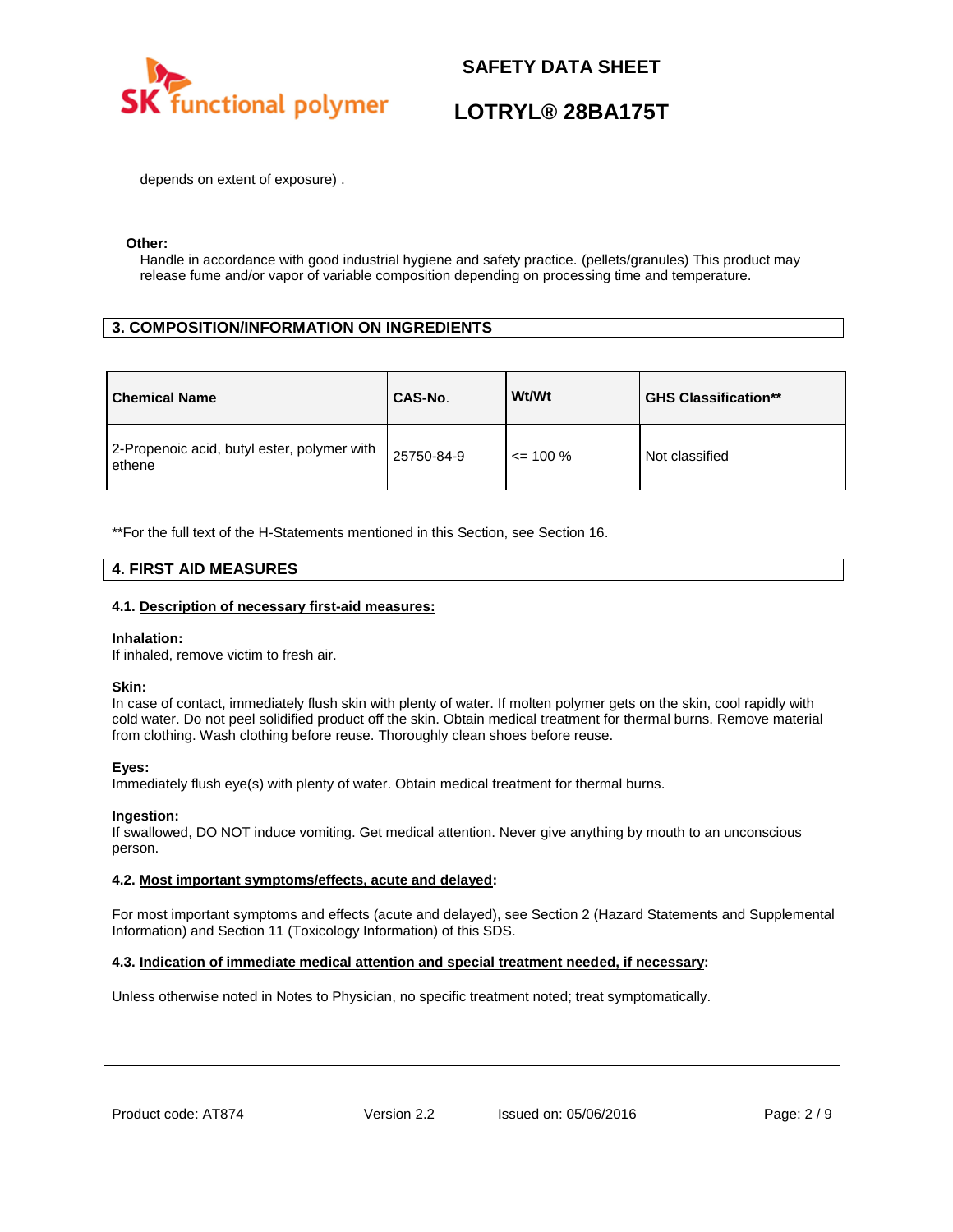depends on extent of exposure) .

**Other:**

Handle in accordance with good industrial hygiene and safety practice. (pellets/granules) This product may release fume and/or vapor of variable composition depending on processing time and temperature.

## 3. COMPOSITION/INFORMATION ON INGREDIENTS

| Chemical Name | CAS-No. | Wt/Wt | GHS Classification** |
|---|---|---|---|
| 2-Propenoic acid, butyl ester, polymer with ethene | 25750-84-9 | <= 100 % | Not classified |

**For the full text of the H-Statements mentioned in this Section, see Section 16.

## 4. FIRST AID MEASURES

### 4.1. Description of necessary first-aid measures:

**Inhalation:**
If inhaled, remove victim to fresh air.

**Skin:**
In case of contact, immediately flush skin with plenty of water. If molten polymer gets on the skin, cool rapidly with cold water. Do not peel solidified product off the skin. Obtain medical treatment for thermal burns. Remove material from clothing. Wash clothing before reuse. Thoroughly clean shoes before reuse.

**Eyes:**
Immediately flush eye(s) with plenty of water. Obtain medical treatment for thermal burns.

**Ingestion:**
If swallowed, DO NOT induce vomiting. Get medical attention. Never give anything by mouth to an unconscious person.

### 4.2. Most important symptoms/effects, acute and delayed:

For most important symptoms and effects (acute and delayed), see Section 2 (Hazard Statements and Supplemental Information) and Section 11 (Toxicology Information) of this SDS.

### 4.3. Indication of immediate medical attention and special treatment needed, if necessary:

Unless otherwise noted in Notes to Physician, no specific treatment noted; treat symptomatically.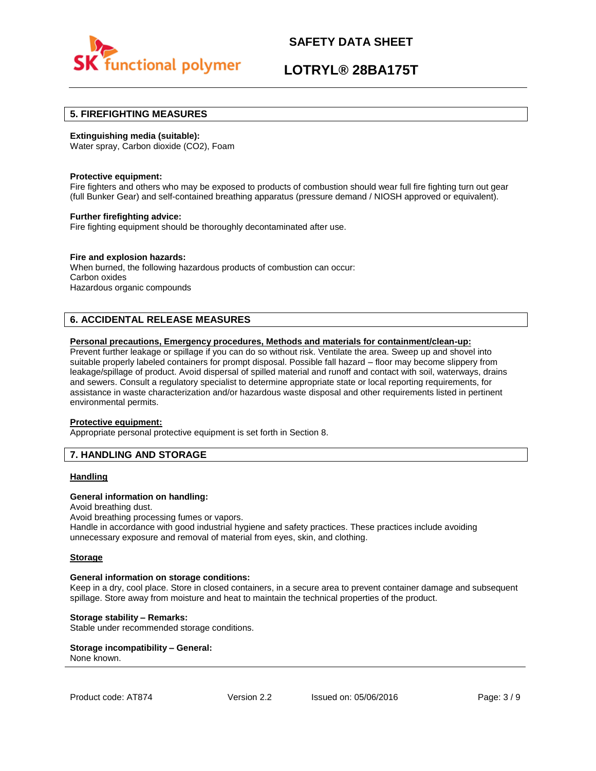## 5. FIREFIGHTING MEASURES

**Extinguishing media (suitable):**
Water spray, Carbon dioxide ($CO_2$), Foam

**Protective equipment:**
Fire fighters and others who may be exposed to products of combustion should wear full fire fighting turn out gear (full Bunker Gear) and self-contained breathing apparatus (pressure demand / NIOSH approved or equivalent).

**Further firefighting advice:**
Fire fighting equipment should be thoroughly decontaminated after use.

**Fire and explosion hazards:**
When burned, the following hazardous products of combustion can occur:
Carbon oxides
Hazardous organic compounds

## 6. ACCIDENTAL RELEASE MEASURES

**Personal precautions, Emergency procedures, Methods and materials for containment/clean-up:**
Prevent further leakage or spillage if you can do so without risk. Ventilate the area. Sweep up and shovel into suitable properly labeled containers for prompt disposal. Possible fall hazard – floor may become slippery from leakage/spillage of product. Avoid dispersal of spilled material and runoff and contact with soil, waterways, drains and sewers. Consult a regulatory specialist to determine appropriate state or local reporting requirements, for assistance in waste characterization and/or hazardous waste disposal and other requirements listed in pertinent environmental permits.

**Protective equipment:**
Appropriate personal protective equipment is set forth in Section 8.

## 7. HANDLING AND STORAGE

**Handling**

**General information on handling:**
Avoid breathing dust.
Avoid breathing processing fumes or vapors.
Handle in accordance with good industrial hygiene and safety practices. These practices include avoiding unnecessary exposure and removal of material from eyes, skin, and clothing.

**Storage**

**General information on storage conditions:**
Keep in a dry, cool place. Store in closed containers, in a secure area to prevent container damage and subsequent spillage. Store away from moisture and heat to maintain the technical properties of the product.

**Storage stability – Remarks:**
Stable under recommended storage conditions.

**Storage incompatibility – General:**
None known.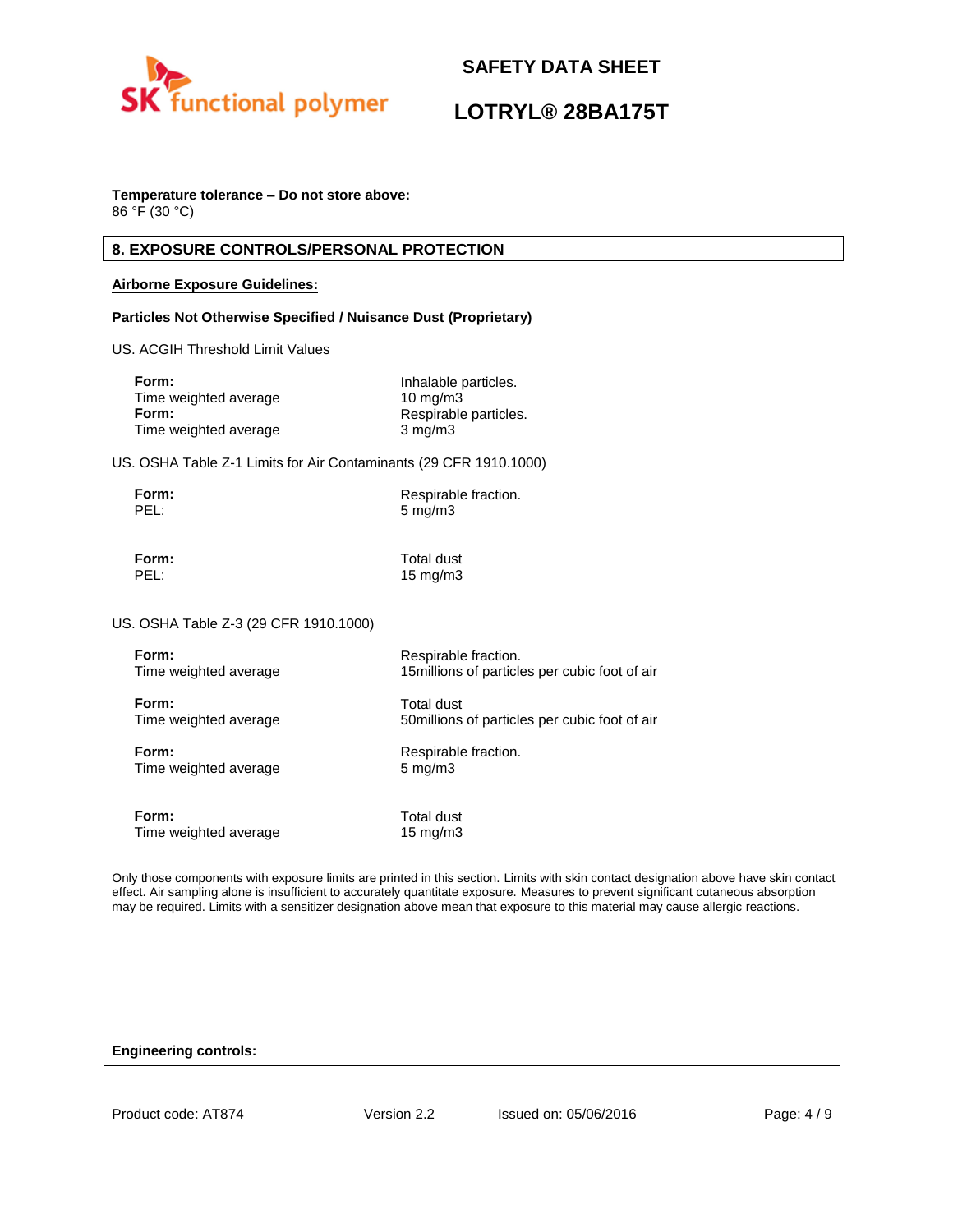**Temperature tolerance – Do not store above:**
86 °F (30 °C)

## 8. EXPOSURE CONTROLS/PERSONAL PROTECTION

**Airborne Exposure Guidelines:**

**Particles Not Otherwise Specified / Nuisance Dust (Proprietary)**

US. ACGIH Threshold Limit Values

| | |
|---|---|
| **Form:** | Inhalable particles. |
| Time weighted average | 10 mg/m3 |
| **Form:** | Respirable particles. |
| Time weighted average | 3 mg/m3 |

US. OSHA Table Z-1 Limits for Air Contaminants (29 CFR 1910.1000)

| | |
|---|---|
| **Form:** | Respirable fraction. |
| PEL: | 5 mg/m3 |
| **Form:** | Total dust |
| PEL: | 15 mg/m3 |

US. OSHA Table Z-3 (29 CFR 1910.1000)

| | |
|---|---|
| **Form:** | Respirable fraction. |
| Time weighted average | 15millions of particles per cubic foot of air |
| **Form:** | Total dust |
| Time weighted average | 50millions of particles per cubic foot of air |
| **Form:** | Respirable fraction. |
| Time weighted average | 5 mg/m3 |
| **Form:** | Total dust |
| Time weighted average | 15 mg/m3 |

Only those components with exposure limits are printed in this section. Limits with skin contact designation above have skin contact effect. Air sampling alone is insufficient to accurately quantitate exposure. Measures to prevent significant cutaneous absorption may be required. Limits with a sensitizer designation above mean that exposure to this material may cause allergic reactions.

**Engineering controls:**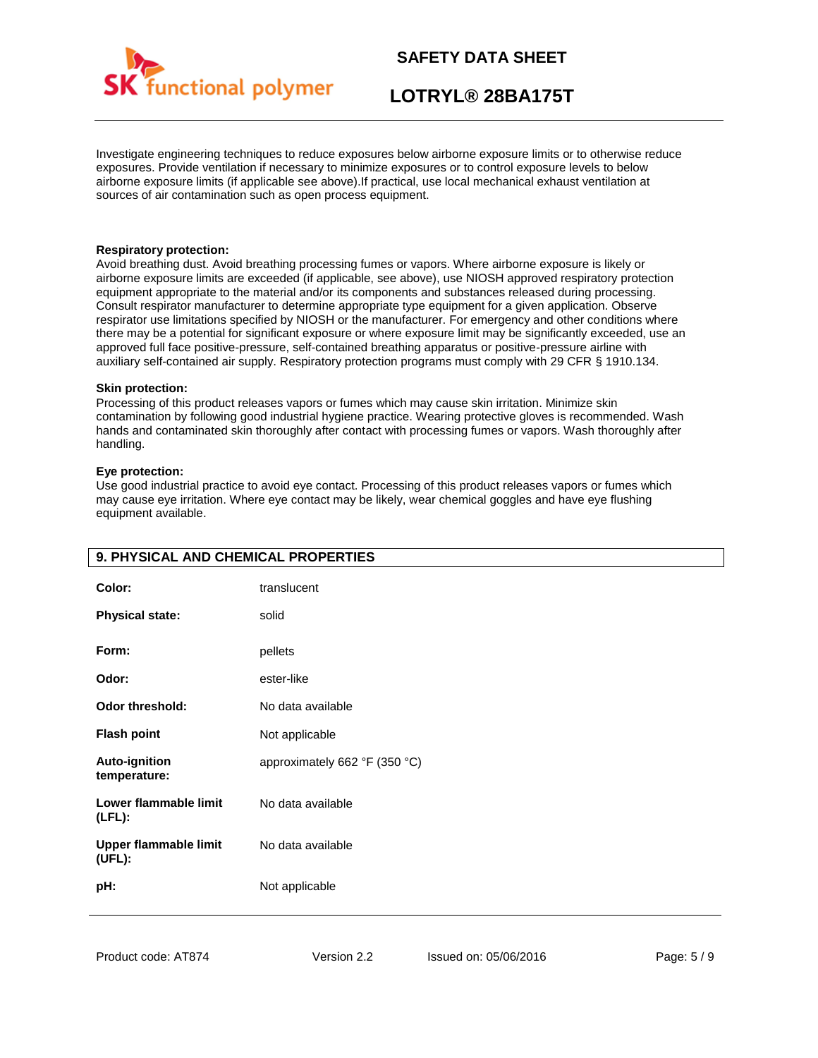Investigate engineering techniques to reduce exposures below airborne exposure limits or to otherwise reduce exposures. Provide ventilation if necessary to minimize exposures or to control exposure levels to below airborne exposure limits (if applicable see above).If practical, use local mechanical exhaust ventilation at sources of air contamination such as open process equipment.

**Respiratory protection:**
Avoid breathing dust. Avoid breathing processing fumes or vapors. Where airborne exposure is likely or airborne exposure limits are exceeded (if applicable, see above), use NIOSH approved respiratory protection equipment appropriate to the material and/or its components and substances released during processing. Consult respirator manufacturer to determine appropriate type equipment for a given application. Observe respirator use limitations specified by NIOSH or the manufacturer. For emergency and other conditions where there may be a potential for significant exposure or where exposure limit may be significantly exceeded, use an approved full face positive-pressure, self-contained breathing apparatus or positive-pressure airline with auxiliary self-contained air supply. Respiratory protection programs must comply with 29 CFR § 1910.134.

**Skin protection:**
Processing of this product releases vapors or fumes which may cause skin irritation. Minimize skin contamination by following good industrial hygiene practice. Wearing protective gloves is recommended. Wash hands and contaminated skin thoroughly after contact with processing fumes or vapors. Wash thoroughly after handling.

**Eye protection:**
Use good industrial practice to avoid eye contact. Processing of this product releases vapors or fumes which may cause eye irritation. Where eye contact may be likely, wear chemical goggles and have eye flushing equipment available.

## 9. PHYSICAL AND CHEMICAL PROPERTIES

| | |
|---|---|
| **Color:** | translucent |
| **Physical state:** | solid |
| **Form:** | pellets |
| **Odor:** | ester-like |
| **Odor threshold:** | No data available |
| **Flash point** | Not applicable |
| **Auto-ignition temperature:** | approximately 662 °F (350 °C) |
| **Lower flammable limit (LFL):** | No data available |
| **Upper flammable limit (UFL):** | No data available |
| **pH:** | Not applicable |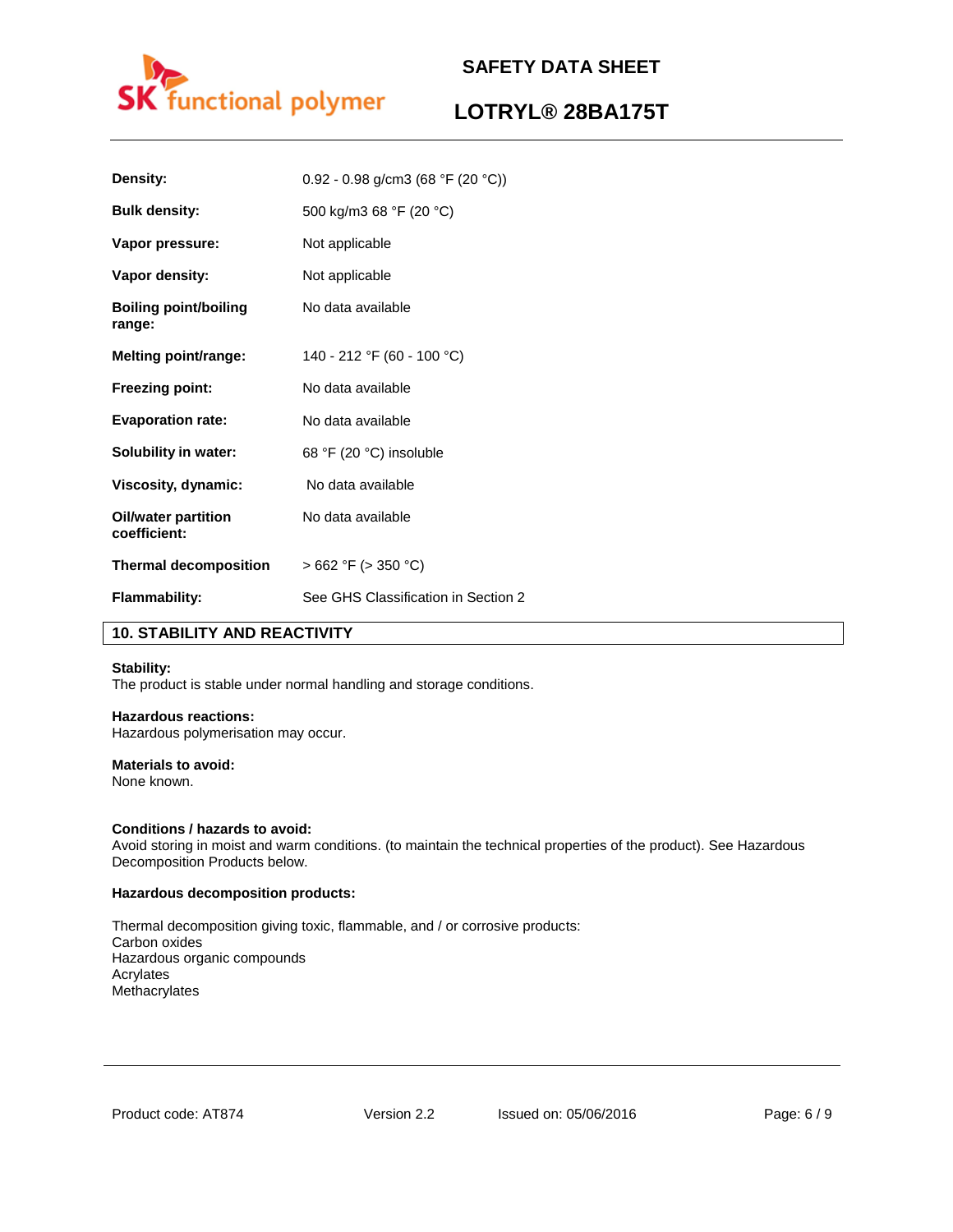| | |
|---|---|
| **Density:** | 0.92 - 0.98 g/cm3 (68 °F (20 °C)) |
| **Bulk density:** | 500 kg/m3 68 °F (20 °C) |
| **Vapor pressure:** | Not applicable |
| **Vapor density:** | Not applicable |
| **Boiling point/boiling range:** | No data available |
| **Melting point/range:** | 140 - 212 °F (60 - 100 °C) |
| **Freezing point:** | No data available |
| **Evaporation rate:** | No data available |
| **Solubility in water:** | 68 °F (20 °C) insoluble |
| **Viscosity, dynamic:** | No data available |
| **Oil/water partition coefficient:** | No data available |
| **Thermal decomposition** | > 662 °F (> 350 °C) |
| **Flammability:** | See GHS Classification in Section 2 |

## 10. STABILITY AND REACTIVITY

**Stability:**
The product is stable under normal handling and storage conditions.

**Hazardous reactions:**
Hazardous polymerisation may occur.

**Materials to avoid:**
None known.

**Conditions / hazards to avoid:**
Avoid storing in moist and warm conditions. (to maintain the technical properties of the product). See Hazardous Decomposition Products below.

**Hazardous decomposition products:**

Thermal decomposition giving toxic, flammable, and / or corrosive products:
Carbon oxides
Hazardous organic compounds
Acrylates
Methacrylates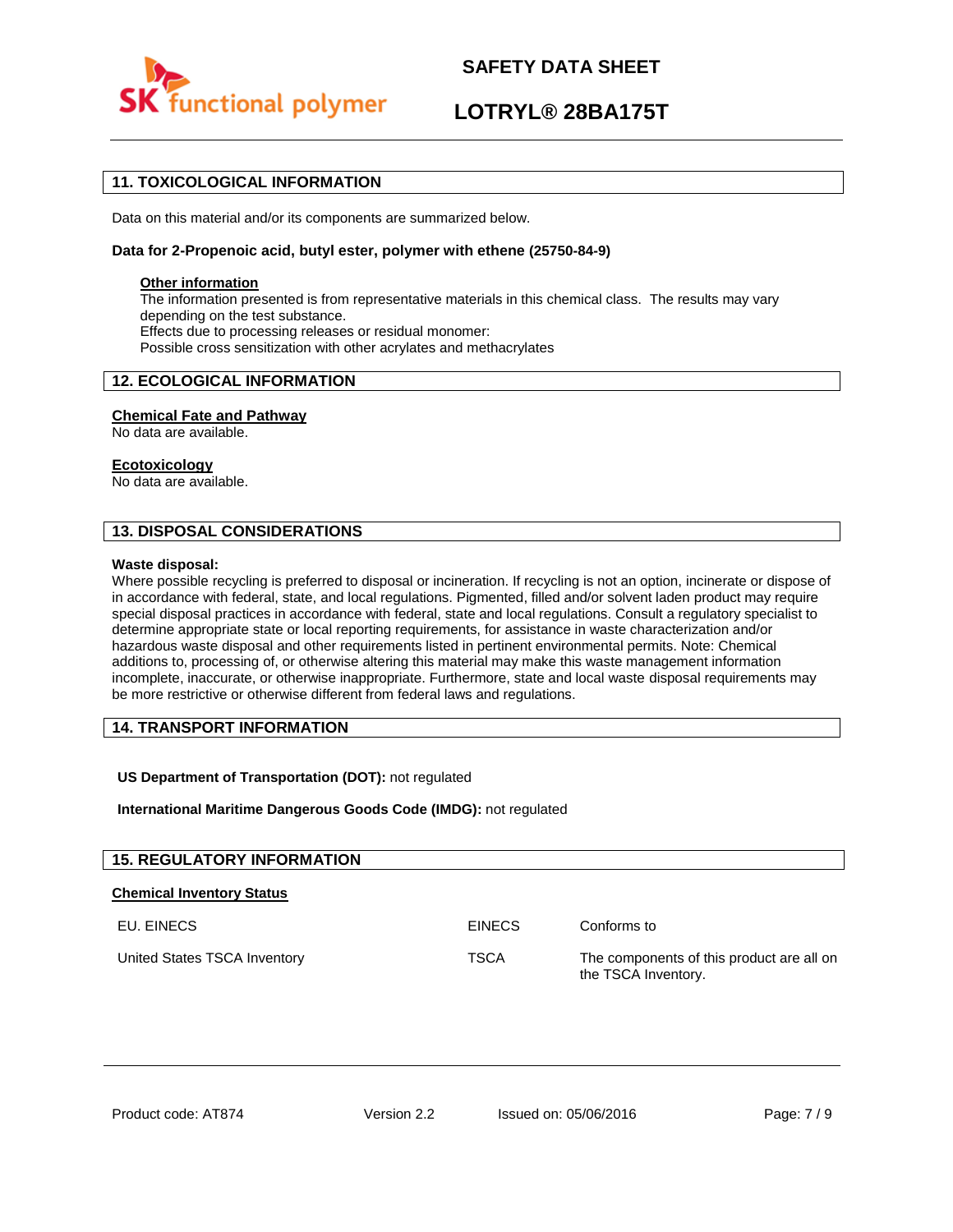## 11. TOXICOLOGICAL INFORMATION

Data on this material and/or its components are summarized below.

**Data for 2-Propenoic acid, butyl ester, polymer with ethene (25750-84-9)**

**Other information**
The information presented is from representative materials in this chemical class. The results may vary depending on the test substance.
Effects due to processing releases or residual monomer:
Possible cross sensitization with other acrylates and methacrylates

## 12. ECOLOGICAL INFORMATION

**Chemical Fate and Pathway**
No data are available.

**Ecotoxicology**
No data are available.

## 13. DISPOSAL CONSIDERATIONS

**Waste disposal:**
Where possible recycling is preferred to disposal or incineration. If recycling is not an option, incinerate or dispose of in accordance with federal, state, and local regulations. Pigmented, filled and/or solvent laden product may require special disposal practices in accordance with federal, state and local regulations. Consult a regulatory specialist to determine appropriate state or local reporting requirements, for assistance in waste characterization and/or hazardous waste disposal and other requirements listed in pertinent environmental permits. Note: Chemical additions to, processing of, or otherwise altering this material may make this waste management information incomplete, inaccurate, or otherwise inappropriate. Furthermore, state and local waste disposal requirements may be more restrictive or otherwise different from federal laws and regulations.

## 14. TRANSPORT INFORMATION

**US Department of Transportation (DOT):** not regulated

**International Maritime Dangerous Goods Code (IMDG):** not regulated

## 15. REGULATORY INFORMATION

**Chemical Inventory Status**

| | | |
|---|---|---|
| EU. EINECS | EINECS | Conforms to |
| United States TSCA Inventory | TSCA | The components of this product are all on the TSCA Inventory. |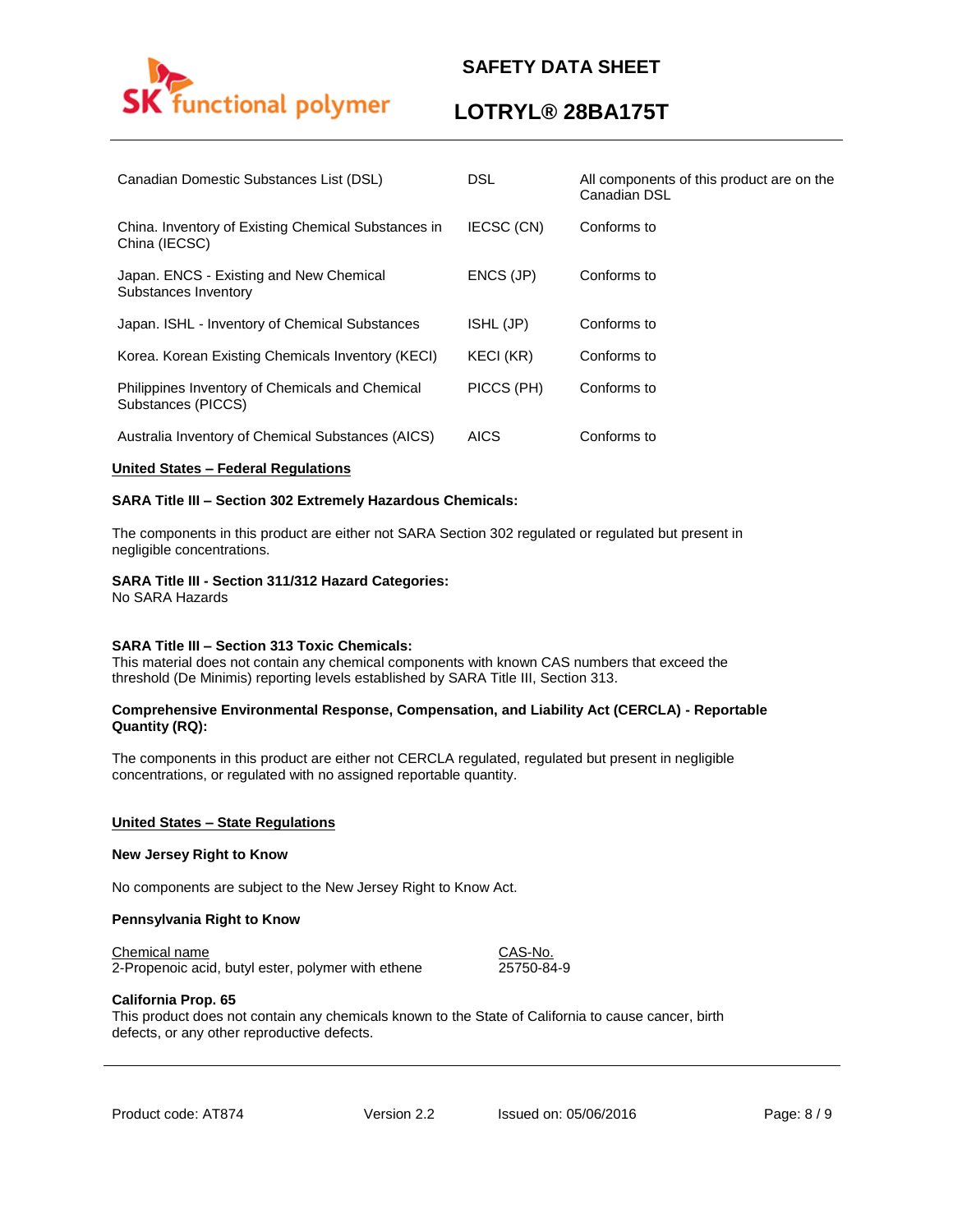| | | |
|---|---|---|
| Canadian Domestic Substances List (DSL) | DSL | All components of this product are on the Canadian DSL |
| China. Inventory of Existing Chemical Substances in China (IECSC) | IECSC (CN) | Conforms to |
| Japan. ENCS - Existing and New Chemical Substances Inventory | ENCS (JP) | Conforms to |
| Japan. ISHL - Inventory of Chemical Substances | ISHL (JP) | Conforms to |
| Korea. Korean Existing Chemicals Inventory (KECI) | KECI (KR) | Conforms to |
| Philippines Inventory of Chemicals and Chemical Substances (PICCS) | PICCS (PH) | Conforms to |
| Australia Inventory of Chemical Substances (AICS) | AICS | Conforms to |

**United States – Federal Regulations**

**SARA Title III – Section 302 Extremely Hazardous Chemicals:**

The components in this product are either not SARA Section 302 regulated or regulated but present in negligible concentrations.

**SARA Title III - Section 311/312 Hazard Categories:**
No SARA Hazards

**SARA Title III – Section 313 Toxic Chemicals:**
This material does not contain any chemical components with known CAS numbers that exceed the threshold (De Minimis) reporting levels established by SARA Title III, Section 313.

**Comprehensive Environmental Response, Compensation, and Liability Act (CERCLA) - Reportable Quantity (RQ):**

The components in this product are either not CERCLA regulated, regulated but present in negligible concentrations, or regulated with no assigned reportable quantity.

**United States – State Regulations**

**New Jersey Right to Know**

No components are subject to the New Jersey Right to Know Act.

**Pennsylvania Right to Know**

| Chemical name | CAS-No. |
|---|---|
| 2-Propenoic acid, butyl ester, polymer with ethene | 25750-84-9 |

**California Prop. 65**
This product does not contain any chemicals known to the State of California to cause cancer, birth defects, or any other reproductive defects.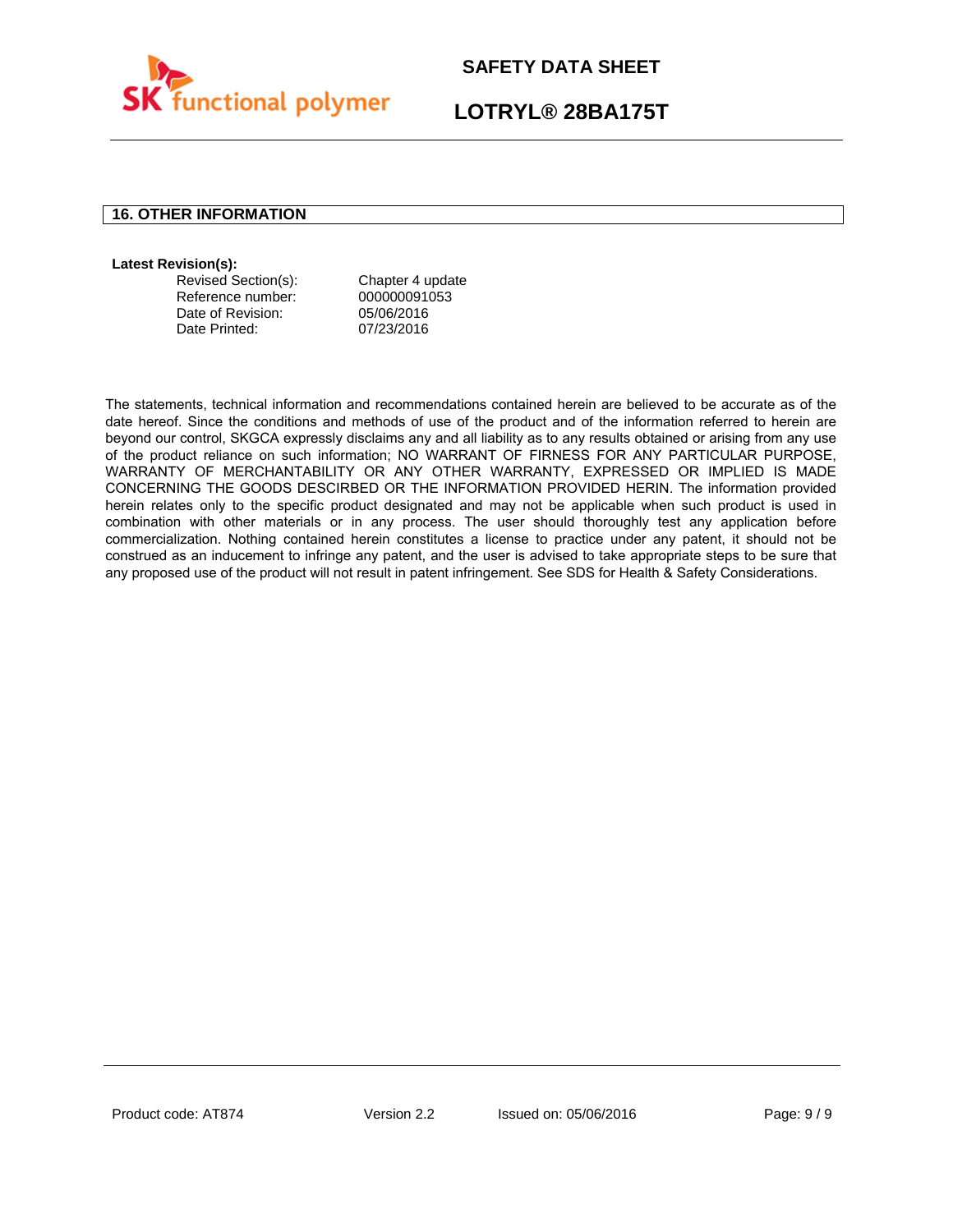## 16. OTHER INFORMATION

**Latest Revision(s):**

| | |
|---|---|
| Revised Section(s): | Chapter 4 update |
| Reference number: | 000000091053 |
| Date of Revision: | 05/06/2016 |
| Date Printed: | 07/23/2016 |

The statements, technical information and recommendations contained herein are believed to be accurate as of the date hereof. Since the conditions and methods of use of the product and of the information referred to herein are beyond our control, SKGCA expressly disclaims any and all liability as to any results obtained or arising from any use of the product reliance on such information; NO WARRANT OF FIRNESS FOR ANY PARTICULAR PURPOSE, WARRANTY OF MERCHANTABILITY OR ANY OTHER WARRANTY, EXPRESSED OR IMPLIED IS MADE CONCERNING THE GOODS DESCRIRBED OR THE INFORMATION PROVIDED HERIN. The information provided herein relates only to the specific product designated and may not be applicable when such product is used in combination with other materials or in any process. The user should thoroughly test any application before commercialization. Nothing contained herein constitutes a license to practice under any patent, it should not be construed as an inducement to infringe any patent, and the user is advised to take appropriate steps to be sure that any proposed use of the product will not result in patent infringement. See SDS for Health & Safety Considerations.